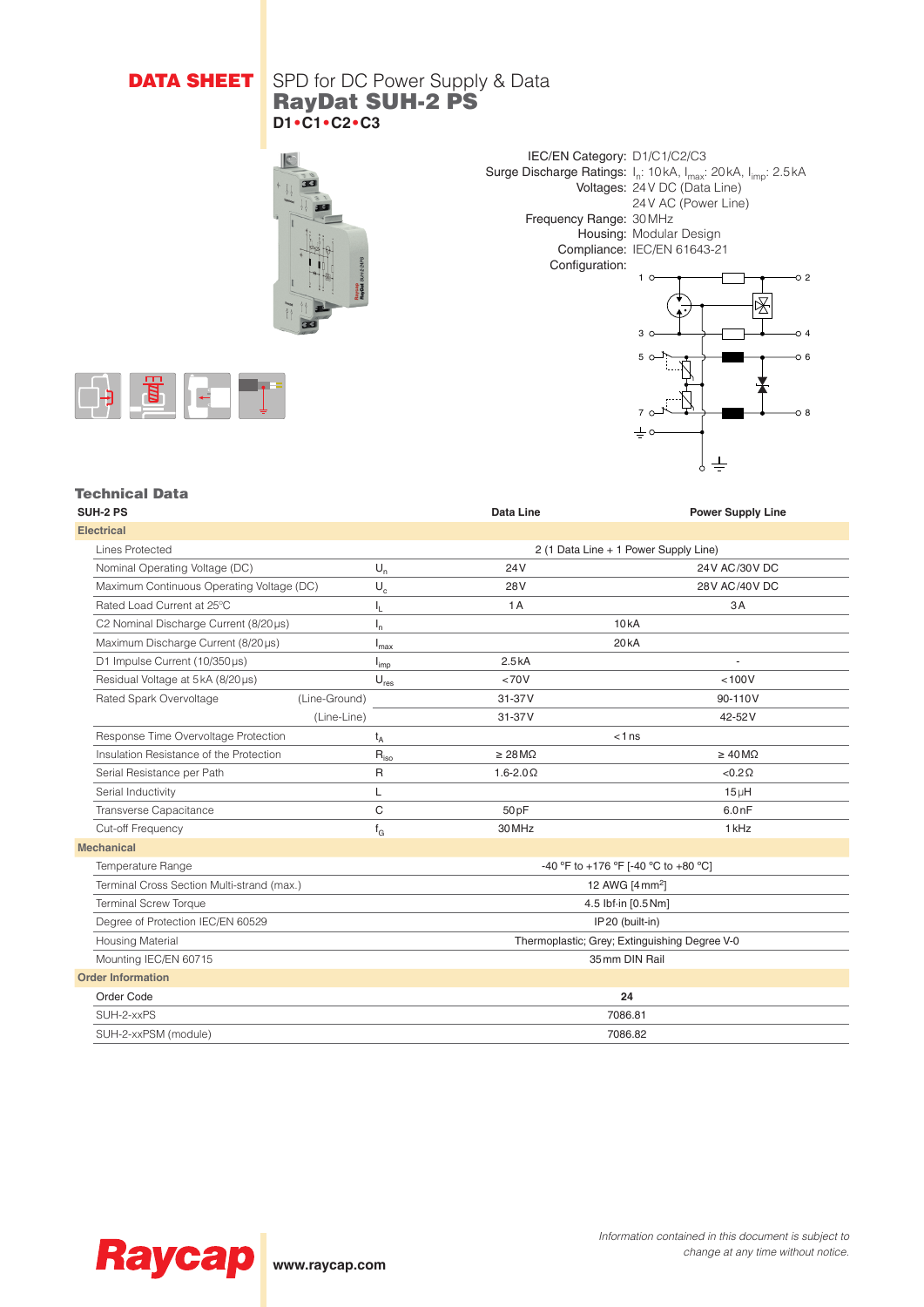**DATA SHEET** SPD for DC Power Supply & Data

# RayDat SUH-2 PS

**D1•C1•C2•C3**

IEC/EN Category: D1/C1/C2/C3
Surge Discharge Ratings: $I_n$: 10 kA, $I_{max}$: 20 kA, $I_{imp}$: 2.5 kA
Voltages: 24 V DC (Data Line)
24 V AC (Power Line)
Frequency Range: 30 MHz
Housing: Modular Design
Compliance: IEC/EN 61643-21
Configuration:

## Technical Data

| SUH-2 PS | | | Data Line | Power Supply Line |
|---|---|---|---|---|
| **Electrical** | | | | |
| Lines Protected | | | 2 (1 Data Line + 1 Power Supply Line) | |
| Nominal Operating Voltage (DC) | | $U_n$ | 24 V | 24 V AC/30 V DC |
| Maximum Continuous Operating Voltage (DC) | | $U_c$ | 28 V | 28 V AC/40 V DC |
| Rated Load Current at 25°C | | $I_L$ | 1 A | 3 A |
| C2 Nominal Discharge Current (8/20 µs) | | $I_n$ | 10 kA | |
| Maximum Discharge Current (8/20 µs) | | $I_{max}$ | 20 kA | |
| D1 Impulse Current (10/350 µs) | | $I_{imp}$ | 2.5 kA | - |
| Residual Voltage at 5 kA (8/20 µs) | | $U_{res}$ | <70V | <100V |
| Rated Spark Overvoltage | (Line-Ground) | | 31-37V | 90-110V |
| | (Line-Line) | | 31-37V | 42-52V |
| Response Time Overvoltage Protection | | $t_A$ | <1 ns | |
| Insulation Resistance of the Protection | | $R_{iso}$ | ≥ 28 MΩ | ≥ 40 MΩ |
| Serial Resistance per Path | | R | 1.6-2.0 Ω | <0.2 Ω |
| Serial Inductivity | | L | | 15 µH |
| Transverse Capacitance | | C | 50 pF | 6.0 nF |
| Cut-off Frequency | | $f_G$ | 30 MHz | 1 kHz |
| **Mechanical** | | | | |
| Temperature Range | | | -40 °F to +176 °F [-40 °C to +80 °C] | |
| Terminal Cross Section Multi-strand (max.) | | | 12 AWG [4 mm²] | |
| Terminal Screw Torque | | | 4.5 lbf·in [0.5 Nm] | |
| Degree of Protection IEC/EN 60529 | | | IP 20 (built-in) | |
| Housing Material | | | Thermoplastic; Grey; Extinguishing Degree V-0 | |
| Mounting IEC/EN 60715 | | | 35 mm DIN Rail | |
| **Order Information** | | | | |
| Order Code | | | **24** | |
| SUH-2-xxPS | | | 7086.81 | |
| SUH-2-xxPSM (module) | | | 7086.82 | |

Raycap www.raycap.com

*Information contained in this document is subject to change at any time without notice.*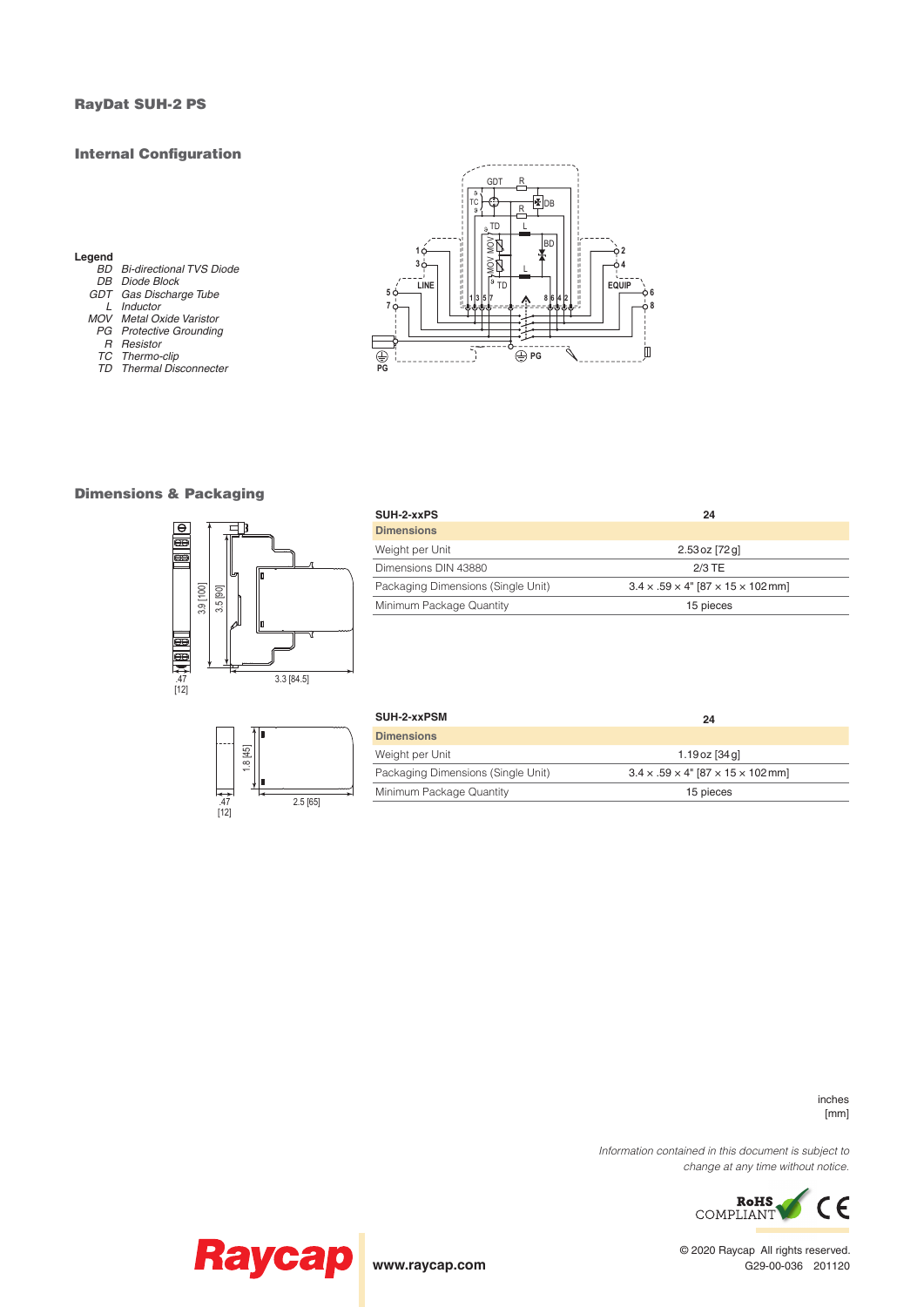## RayDat SUH-2 PS

### Internal Configuration

**Legend**

- BD *Bi-directional TVS Diode*
- DB *Diode Block*
- GDT *Gas Discharge Tube*
- L *Inductor*
- MOV *Metal Oxide Varistor*
- PG *Protective Grounding*
- R *Resistor*
- TC *Thermo-clip*
- TD *Thermal Disconnecter*

GDT
R
TC
DB
R
TD
L
BD
MOV
MOV
L
TD
1
3
LINE
5
7
1 3 5 7
8 6 4 2
2
4
EQUIP
6
8
PG
PG

### Dimensions & Packaging

.47
[12]
3.9 [100]
3.5 [90]
3.3 [84.5]

| SUH-2-xxPS | 24 |
|---|---|
| **Dimensions** | |
| Weight per Unit | 2.53 oz [72 g] |
| Dimensions DIN 43880 | 2/3 TE |
| Packaging Dimensions (Single Unit) | 3.4 × .59 × 4" [87 × 15 × 102 mm] |
| Minimum Package Quantity | 15 pieces |

.47
[12]
1.8 [45]
2.5 [65]

| SUH-2-xxPSM | 24 |
|---|---|
| **Dimensions** | |
| Weight per Unit | 1.19 oz [34 g] |
| Packaging Dimensions (Single Unit) | 3.4 × .59 × 4" [87 × 15 × 102 mm] |
| Minimum Package Quantity | 15 pieces |

inches
[mm]

*Information contained in this document is subject to change at any time without notice.*

RoHS COMPLIANT CE

Raycap www.raycap.com

© 2020 Raycap All rights reserved.
G29-00-036 201120